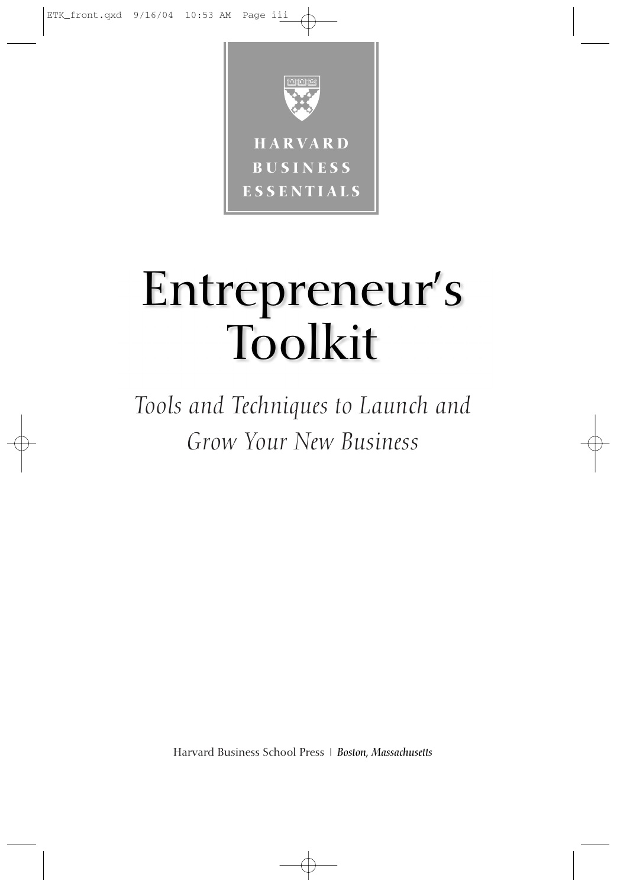HARVARD
BUSINESS
ESSENTIALS

# Entrepreneur's Toolkit

*Tools and Techniques to Launch and Grow Your New Business*

Harvard Business School Press | *Boston, Massachusetts*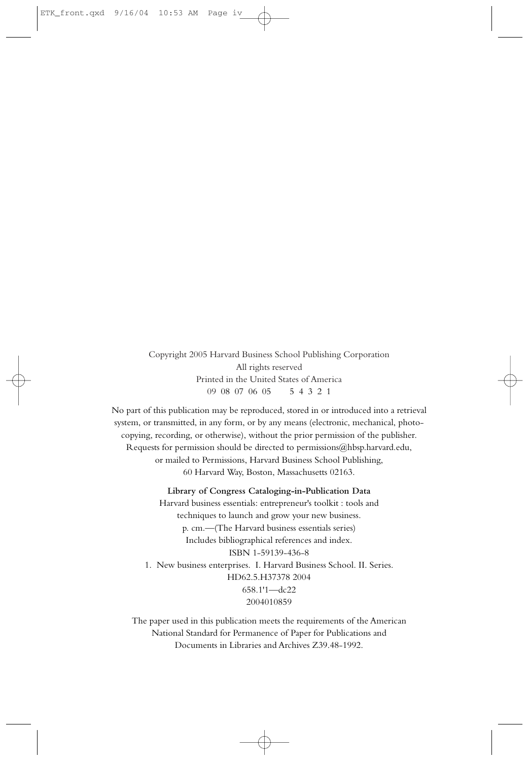Copyright 2005 Harvard Business School Publishing Corporation
All rights reserved
Printed in the United States of America
09 08 07 06 05 5 4 3 2 1

No part of this publication may be reproduced, stored in or introduced into a retrieval system, or transmitted, in any form, or by any means (electronic, mechanical, photocopying, recording, or otherwise), without the prior permission of the publisher. Requests for permission should be directed to permissions@hbsp.harvard.edu, or mailed to Permissions, Harvard Business School Publishing, 60 Harvard Way, Boston, Massachusetts 02163.

**Library of Congress Cataloging-in-Publication Data**

Harvard business essentials: entrepreneur's toolkit : tools and techniques to launch and grow your new business.
p. cm.—(The Harvard business essentials series)
Includes bibliographical references and index.
ISBN 1-59139-436-8
1. New business enterprises. I. Harvard Business School. II. Series.
HD62.5.H37378 2004
658.1'1—dc22
2004010859

The paper used in this publication meets the requirements of the American National Standard for Permanence of Paper for Publications and Documents in Libraries and Archives Z39.48-1992.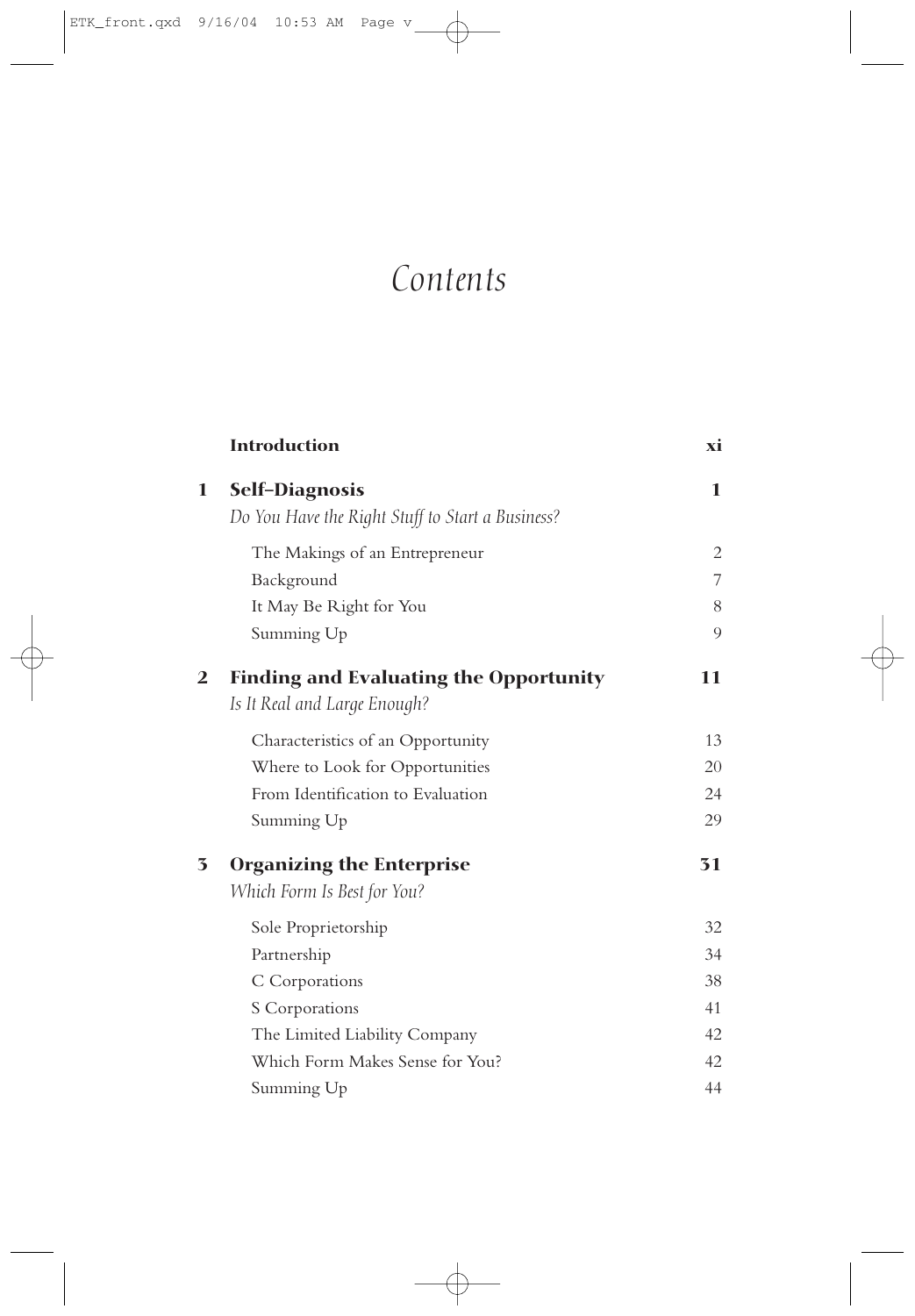# Contents

| | | |
|---|---|---|
| | **Introduction** | **xi** |
| **1** | **Self-Diagnosis** | **1** |
| | *Do You Have the Right Stuff to Start a Business?* | |
| | The Makings of an Entrepreneur | 2 |
| | Background | 7 |
| | It May Be Right for You | 8 |
| | Summing Up | 9 |
| **2** | **Finding and Evaluating the Opportunity** | **11** |
| | *Is It Real and Large Enough?* | |
| | Characteristics of an Opportunity | 13 |
| | Where to Look for Opportunities | 20 |
| | From Identification to Evaluation | 24 |
| | Summing Up | 29 |
| **3** | **Organizing the Enterprise** | **31** |
| | *Which Form Is Best for You?* | |
| | Sole Proprietorship | 32 |
| | Partnership | 34 |
| | C Corporations | 38 |
| | S Corporations | 41 |
| | The Limited Liability Company | 42 |
| | Which Form Makes Sense for You? | 42 |
| | Summing Up | 44 |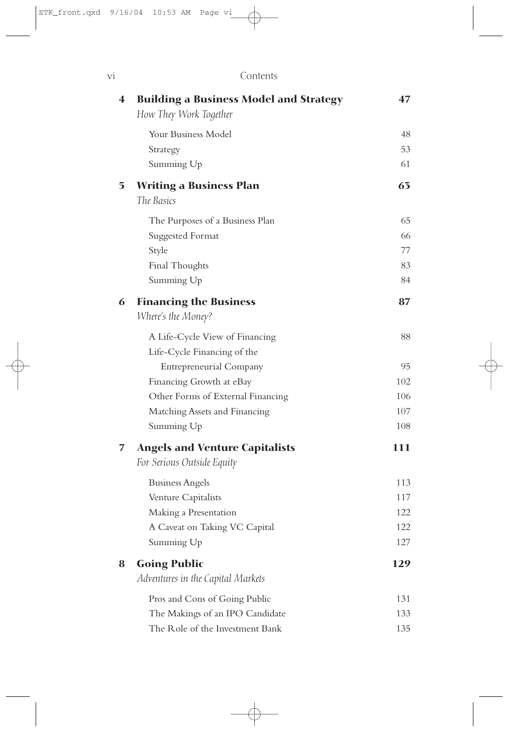# Contents

| | | |
|---|---|---|
| **4** | **Building a Business Model and Strategy** *How They Work Together* | **47** |
| | Your Business Model | 48 |
| | Strategy | 53 |
| | Summing Up | 61 |
| **5** | **Writing a Business Plan** *The Basics* | **63** |
| | The Purposes of a Business Plan | 65 |
| | Suggested Format | 66 |
| | Style | 77 |
| | Final Thoughts | 83 |
| | Summing Up | 84 |
| **6** | **Financing the Business** *Where's the Money?* | **87** |
| | A Life-Cycle View of Financing | 88 |
| | Life-Cycle Financing of the Entrepreneurial Company | 95 |
| | Financing Growth at eBay | 102 |
| | Other Forms of External Financing | 106 |
| | Matching Assets and Financing | 107 |
| | Summing Up | 108 |
| **7** | **Angels and Venture Capitalists** *For Serious Outside Equity* | **111** |
| | Business Angels | 113 |
| | Venture Capitalists | 117 |
| | Making a Presentation | 122 |
| | A Caveat on Taking VC Capital | 122 |
| | Summing Up | 127 |
| **8** | **Going Public** *Adventures in the Capital Markets* | **129** |
| | Pros and Cons of Going Public | 131 |
| | The Makings of an IPO Candidate | 133 |
| | The Role of the Investment Bank | 135 |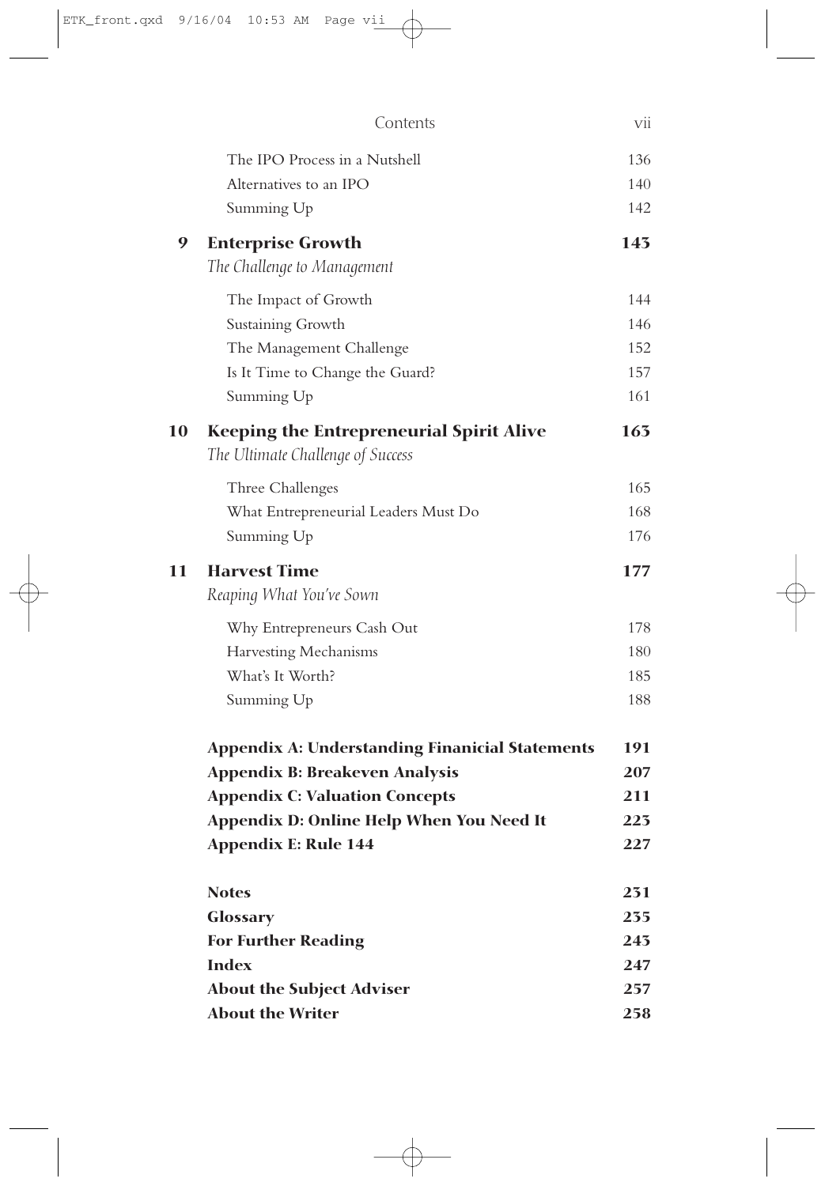| | | |
|---|---|---|
| | The IPO Process in a Nutshell | 136 |
| | Alternatives to an IPO | 140 |
| | Summing Up | 142 |
| **9** | **Enterprise Growth** | **143** |
| | *The Challenge to Management* | |
| | The Impact of Growth | 144 |
| | Sustaining Growth | 146 |
| | The Management Challenge | 152 |
| | Is It Time to Change the Guard? | 157 |
| | Summing Up | 161 |
| **10** | **Keeping the Entrepreneurial Spirit Alive** | **163** |
| | *The Ultimate Challenge of Success* | |
| | Three Challenges | 165 |
| | What Entrepreneurial Leaders Must Do | 168 |
| | Summing Up | 176 |
| **11** | **Harvest Time** | **177** |
| | *Reaping What You've Sown* | |
| | Why Entrepreneurs Cash Out | 178 |
| | Harvesting Mechanisms | 180 |
| | What's It Worth? | 185 |
| | Summing Up | 188 |
| | **Appendix A: Understanding Finanicial Statements** | **191** |
| | **Appendix B: Breakeven Analysis** | **207** |
| | **Appendix C: Valuation Concepts** | **211** |
| | **Appendix D: Online Help When You Need It** | **223** |
| | **Appendix E: Rule 144** | **227** |
| | **Notes** | **231** |
| | **Glossary** | **235** |
| | **For Further Reading** | **243** |
| | **Index** | **247** |
| | **About the Subject Adviser** | **257** |
| | **About the Writer** | **258** |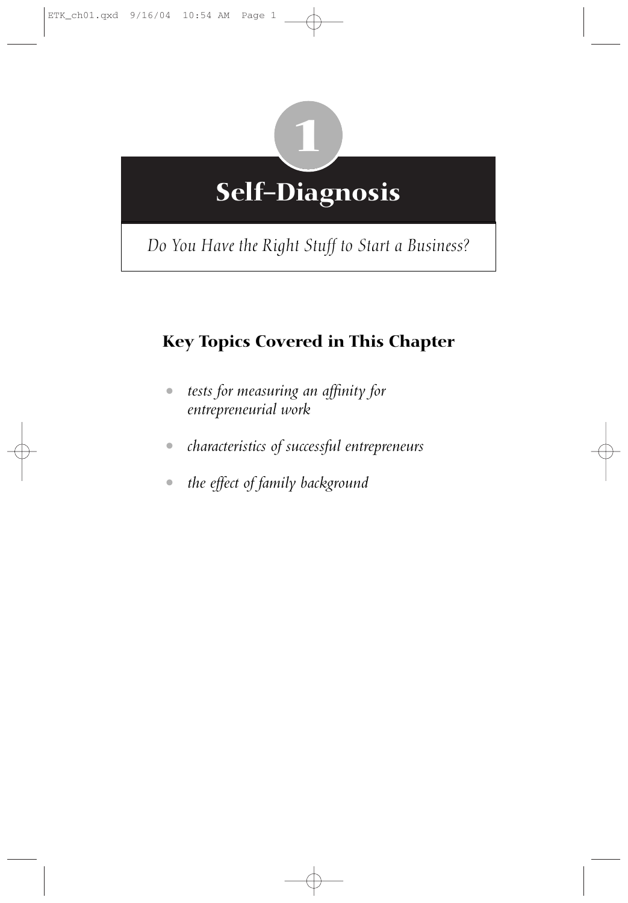# 1

# Self-Diagnosis

*Do You Have the Right Stuff to Start a Business?*

## Key Topics Covered in This Chapter

- *tests for measuring an affinity for entrepreneurial work*
- *characteristics of successful entrepreneurs*
- *the effect of family background*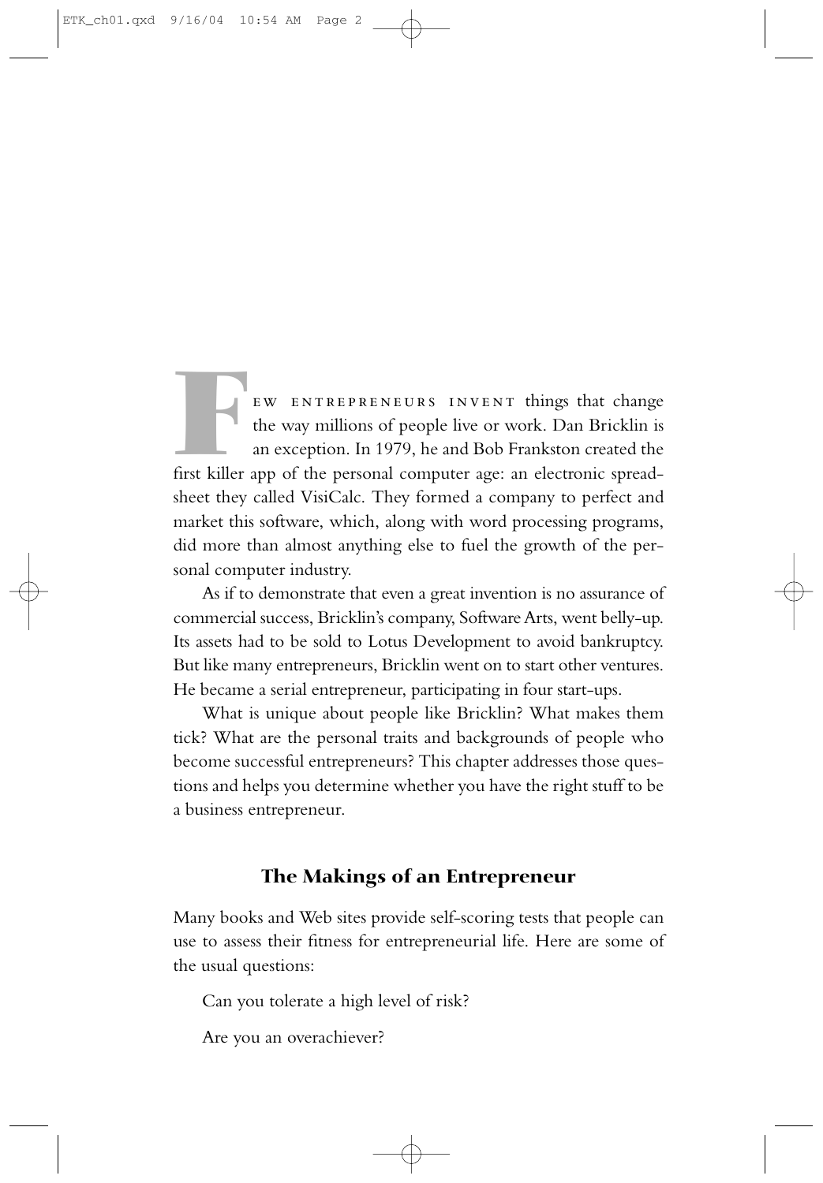Few entrepreneurs invent things that change the way millions of people live or work. Dan Bricklin is an exception. In 1979, he and Bob Frankston created the first killer app of the personal computer age: an electronic spreadsheet they called VisiCalc. They formed a company to perfect and market this software, which, along with word processing programs, did more than almost anything else to fuel the growth of the personal computer industry.

As if to demonstrate that even a great invention is no assurance of commercial success, Bricklin's company, Software Arts, went belly-up. Its assets had to be sold to Lotus Development to avoid bankruptcy. But like many entrepreneurs, Bricklin went on to start other ventures. He became a serial entrepreneur, participating in four start-ups.

What is unique about people like Bricklin? What makes them tick? What are the personal traits and backgrounds of people who become successful entrepreneurs? This chapter addresses those questions and helps you determine whether you have the right stuff to be a business entrepreneur.

## The Makings of an Entrepreneur

Many books and Web sites provide self-scoring tests that people can use to assess their fitness for entrepreneurial life. Here are some of the usual questions:

Can you tolerate a high level of risk?

Are you an overachiever?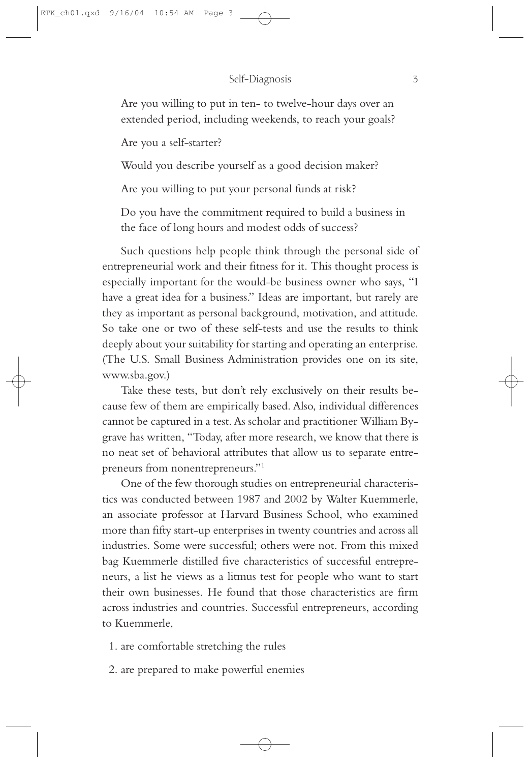Are you willing to put in ten- to twelve-hour days over an extended period, including weekends, to reach your goals?

Are you a self-starter?

Would you describe yourself as a good decision maker?

Are you willing to put your personal funds at risk?

Do you have the commitment required to build a business in the face of long hours and modest odds of success?

Such questions help people think through the personal side of entrepreneurial work and their fitness for it. This thought process is especially important for the would-be business owner who says, "I have a great idea for a business." Ideas are important, but rarely are they as important as personal background, motivation, and attitude. So take one or two of these self-tests and use the results to think deeply about your suitability for starting and operating an enterprise. (The U.S. Small Business Administration provides one on its site, www.sba.gov.)

Take these tests, but don't rely exclusively on their results because few of them are empirically based. Also, individual differences cannot be captured in a test. As scholar and practitioner William Bygrave has written, "Today, after more research, we know that there is no neat set of behavioral attributes that allow us to separate entrepreneurs from nonentrepreneurs."[1]

One of the few thorough studies on entrepreneurial characteristics was conducted between 1987 and 2002 by Walter Kuemmerle, an associate professor at Harvard Business School, who examined more than fifty start-up enterprises in twenty countries and across all industries. Some were successful; others were not. From this mixed bag Kuemmerle distilled five characteristics of successful entrepreneurs, a list he views as a litmus test for people who want to start their own businesses. He found that those characteristics are firm across industries and countries. Successful entrepreneurs, according to Kuemmerle,

1. are comfortable stretching the rules
2. are prepared to make powerful enemies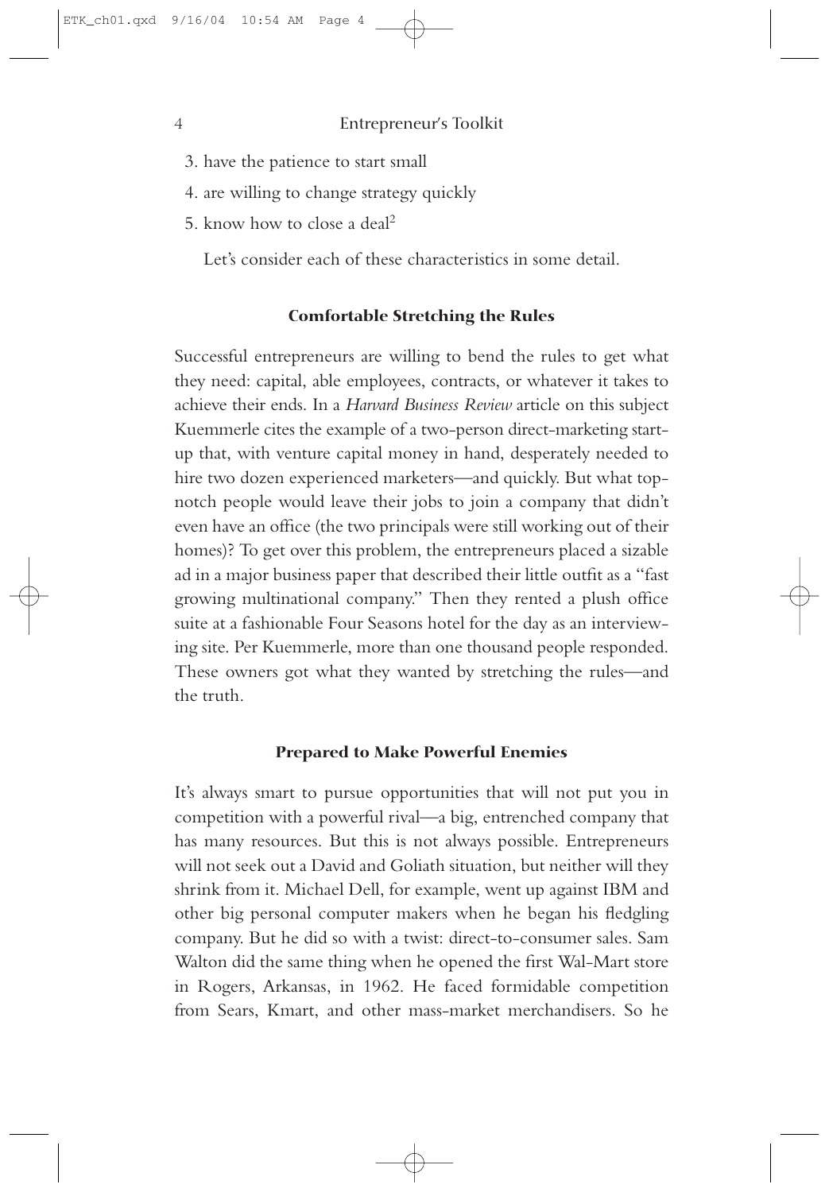3. have the patience to start small
4. are willing to change strategy quickly
5. know how to close a deal[2]

Let's consider each of these characteristics in some detail.

### Comfortable Stretching the Rules

Successful entrepreneurs are willing to bend the rules to get what they need: capital, able employees, contracts, or whatever it takes to achieve their ends. In a *Harvard Business Review* article on this subject Kuemmerle cites the example of a two-person direct-marketing start-up that, with venture capital money in hand, desperately needed to hire two dozen experienced marketers—and quickly. But what top-notch people would leave their jobs to join a company that didn't even have an office (the two principals were still working out of their homes)? To get over this problem, the entrepreneurs placed a sizable ad in a major business paper that described their little outfit as a "fast growing multinational company." Then they rented a plush office suite at a fashionable Four Seasons hotel for the day as an interviewing site. Per Kuemmerle, more than one thousand people responded. These owners got what they wanted by stretching the rules—and the truth.

### Prepared to Make Powerful Enemies

It's always smart to pursue opportunities that will not put you in competition with a powerful rival—a big, entrenched company that has many resources. But this is not always possible. Entrepreneurs will not seek out a David and Goliath situation, but neither will they shrink from it. Michael Dell, for example, went up against IBM and other big personal computer makers when he began his fledgling company. But he did so with a twist: direct-to-consumer sales. Sam Walton did the same thing when he opened the first Wal-Mart store in Rogers, Arkansas, in 1962. He faced formidable competition from Sears, Kmart, and other mass-market merchandisers. So he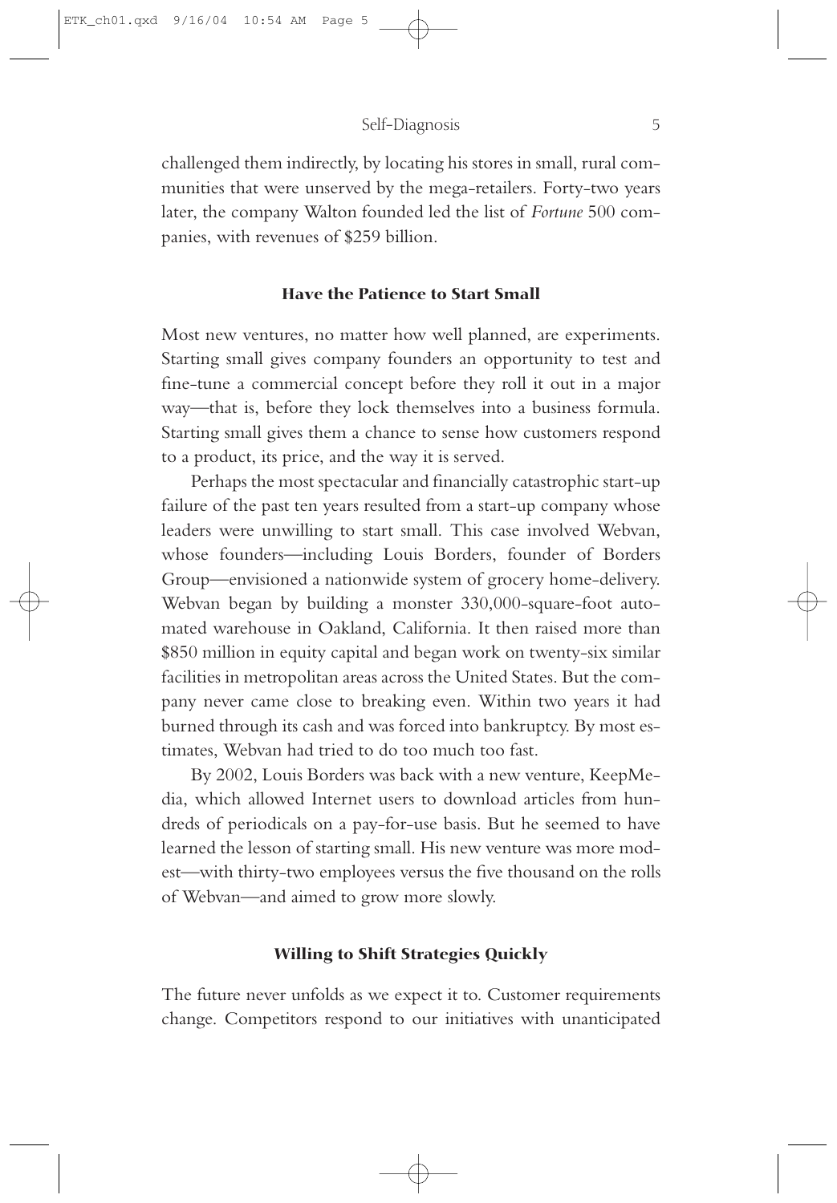challenged them indirectly, by locating his stores in small, rural communities that were unserved by the mega-retailers. Forty-two years later, the company Walton founded led the list of *Fortune* 500 companies, with revenues of $259 billion.

### Have the Patience to Start Small

Most new ventures, no matter how well planned, are experiments. Starting small gives company founders an opportunity to test and fine-tune a commercial concept before they roll it out in a major way—that is, before they lock themselves into a business formula. Starting small gives them a chance to sense how customers respond to a product, its price, and the way it is served.

Perhaps the most spectacular and financially catastrophic start-up failure of the past ten years resulted from a start-up company whose leaders were unwilling to start small. This case involved Webvan, whose founders—including Louis Borders, founder of Borders Group—envisioned a nationwide system of grocery home-delivery. Webvan began by building a monster 330,000-square-foot automated warehouse in Oakland, California. It then raised more than $850 million in equity capital and began work on twenty-six similar facilities in metropolitan areas across the United States. But the company never came close to breaking even. Within two years it had burned through its cash and was forced into bankruptcy. By most estimates, Webvan had tried to do too much too fast.

By 2002, Louis Borders was back with a new venture, KeepMedia, which allowed Internet users to download articles from hundreds of periodicals on a pay-for-use basis. But he seemed to have learned the lesson of starting small. His new venture was more modest—with thirty-two employees versus the five thousand on the rolls of Webvan—and aimed to grow more slowly.

### Willing to Shift Strategies Quickly

The future never unfolds as we expect it to. Customer requirements change. Competitors respond to our initiatives with unanticipated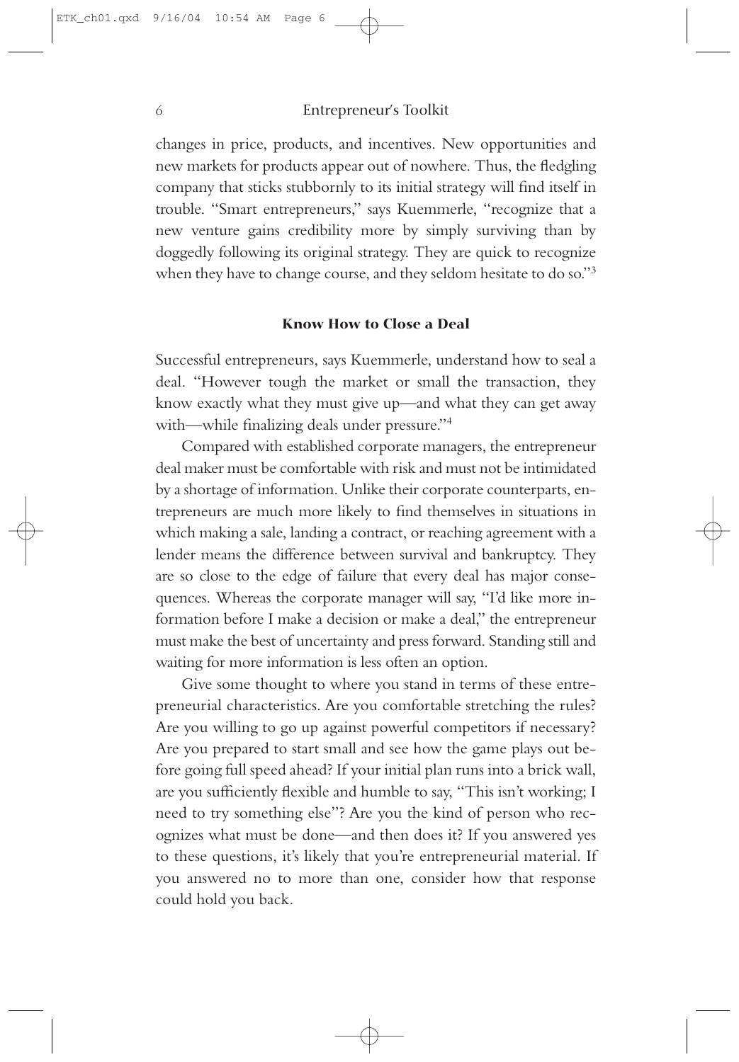changes in price, products, and incentives. New opportunities and new markets for products appear out of nowhere. Thus, the fledgling company that sticks stubbornly to its initial strategy will find itself in trouble. "Smart entrepreneurs," says Kuemmerle, "recognize that a new venture gains credibility more by simply surviving than by doggedly following its original strategy. They are quick to recognize when they have to change course, and they seldom hesitate to do so."[3]

### Know How to Close a Deal

Successful entrepreneurs, says Kuemmerle, understand how to seal a deal. "However tough the market or small the transaction, they know exactly what they must give up—and what they can get away with—while finalizing deals under pressure."[4]

Compared with established corporate managers, the entrepreneur deal maker must be comfortable with risk and must not be intimidated by a shortage of information. Unlike their corporate counterparts, entrepreneurs are much more likely to find themselves in situations in which making a sale, landing a contract, or reaching agreement with a lender means the difference between survival and bankruptcy. They are so close to the edge of failure that every deal has major consequences. Whereas the corporate manager will say, "I'd like more information before I make a decision or make a deal," the entrepreneur must make the best of uncertainty and press forward. Standing still and waiting for more information is less often an option.

Give some thought to where you stand in terms of these entrepreneurial characteristics. Are you comfortable stretching the rules? Are you willing to go up against powerful competitors if necessary? Are you prepared to start small and see how the game plays out before going full speed ahead? If your initial plan runs into a brick wall, are you sufficiently flexible and humble to say, "This isn't working; I need to try something else"? Are you the kind of person who recognizes what must be done—and then does it? If you answered yes to these questions, it's likely that you're entrepreneurial material. If you answered no to more than one, consider how that response could hold you back.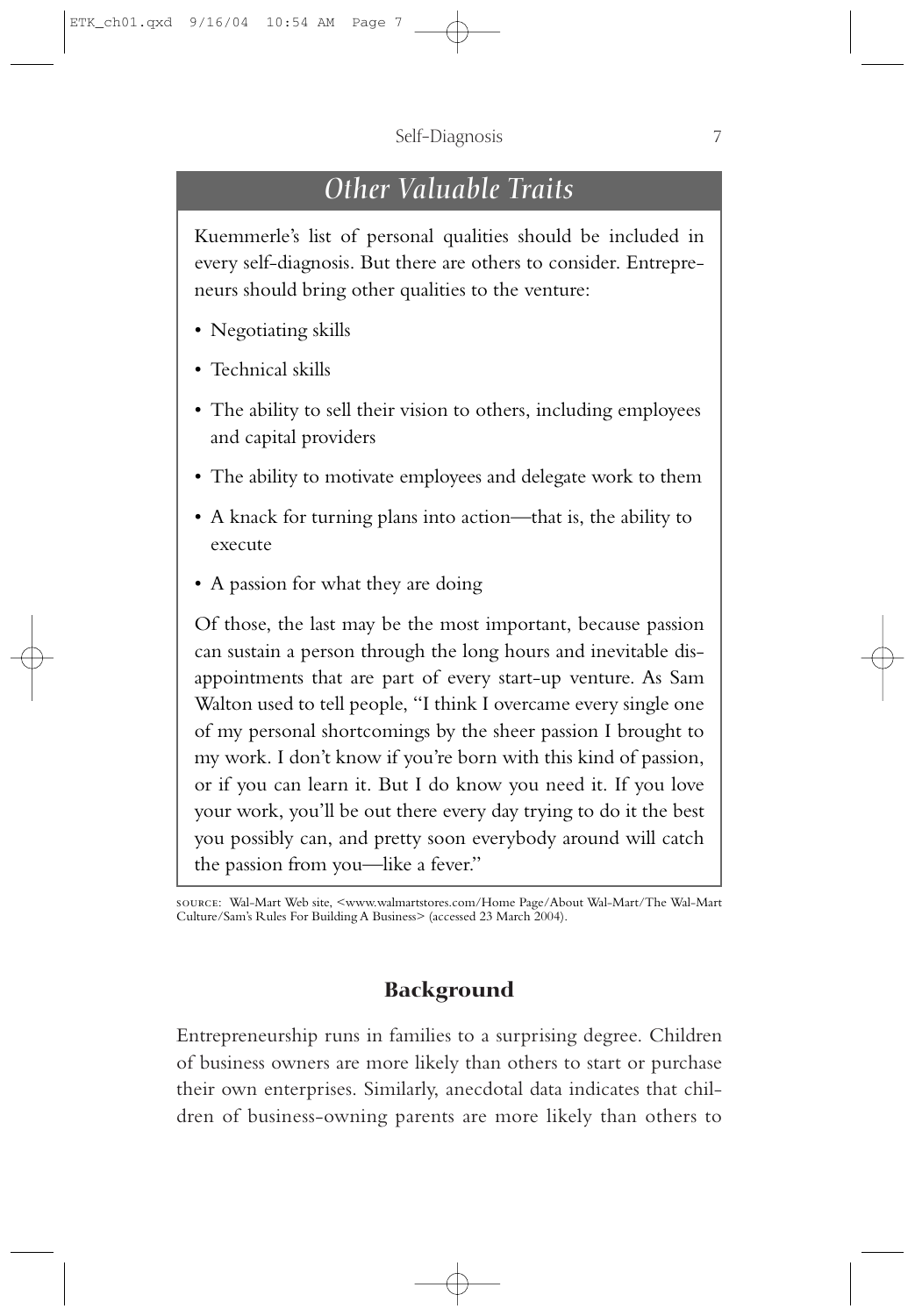## Other Valuable Traits

Kuemmerle's list of personal qualities should be included in every self-diagnosis. But there are others to consider. Entrepreneurs should bring other qualities to the venture:

- Negotiating skills
- Technical skills
- The ability to sell their vision to others, including employees and capital providers
- The ability to motivate employees and delegate work to them
- A knack for turning plans into action—that is, the ability to execute
- A passion for what they are doing

Of those, the last may be the most important, because passion can sustain a person through the long hours and inevitable disappointments that are part of every start-up venture. As Sam Walton used to tell people, "I think I overcame every single one of my personal shortcomings by the sheer passion I brought to my work. I don't know if you're born with this kind of passion, or if you can learn it. But I do know you need it. If you love your work, you'll be out there every day trying to do it the best you possibly can, and pretty soon everybody around will catch the passion from you—like a fever."

SOURCE: Wal-Mart Web site, <www.walmartstores.com/Home Page/About Wal-Mart/The Wal-Mart Culture/Sam's Rules For Building A Business> (accessed 23 March 2004).

### Background

Entrepreneurship runs in families to a surprising degree. Children of business owners are more likely than others to start or purchase their own enterprises. Similarly, anecdotal data indicates that children of business-owning parents are more likely than others to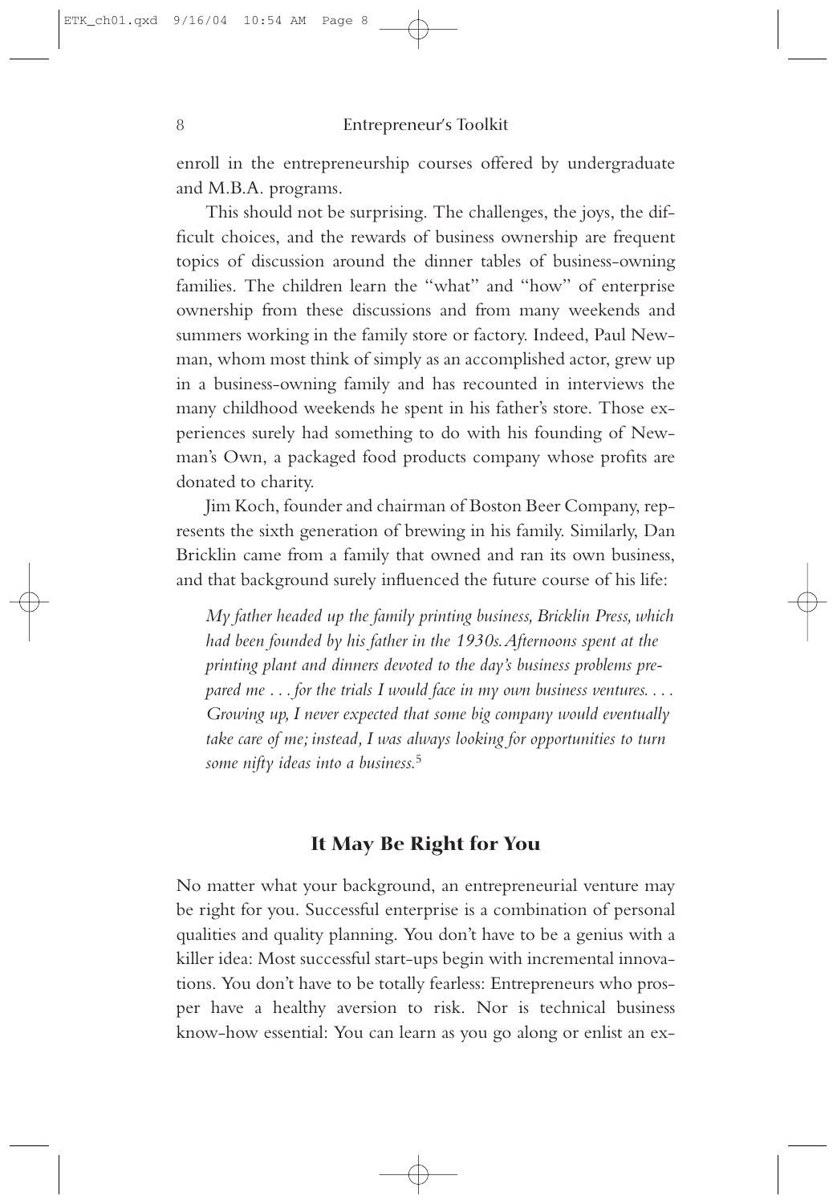enroll in the entrepreneurship courses offered by undergraduate and M.B.A. programs.

This should not be surprising. The challenges, the joys, the difficult choices, and the rewards of business ownership are frequent topics of discussion around the dinner tables of business-owning families. The children learn the "what" and "how" of enterprise ownership from these discussions and from many weekends and summers working in the family store or factory. Indeed, Paul Newman, whom most think of simply as an accomplished actor, grew up in a business-owning family and has recounted in interviews the many childhood weekends he spent in his father's store. Those experiences surely had something to do with his founding of Newman's Own, a packaged food products company whose profits are donated to charity.

Jim Koch, founder and chairman of Boston Beer Company, represents the sixth generation of brewing in his family. Similarly, Dan Bricklin came from a family that owned and ran its own business, and that background surely influenced the future course of his life:

> *My father headed up the family printing business, Bricklin Press, which had been founded by his father in the 1930s. Afternoons spent at the printing plant and dinners devoted to the day's business problems prepared me . . . for the trials I would face in my own business ventures. . . . Growing up, I never expected that some big company would eventually take care of me; instead, I was always looking for opportunities to turn some nifty ideas into a business.*[5]

## It May Be Right for You

No matter what your background, an entrepreneurial venture may be right for you. Successful enterprise is a combination of personal qualities and quality planning. You don't have to be a genius with a killer idea: Most successful start-ups begin with incremental innovations. You don't have to be totally fearless: Entrepreneurs who prosper have a healthy aversion to risk. Nor is technical business know-how essential: You can learn as you go along or enlist an ex-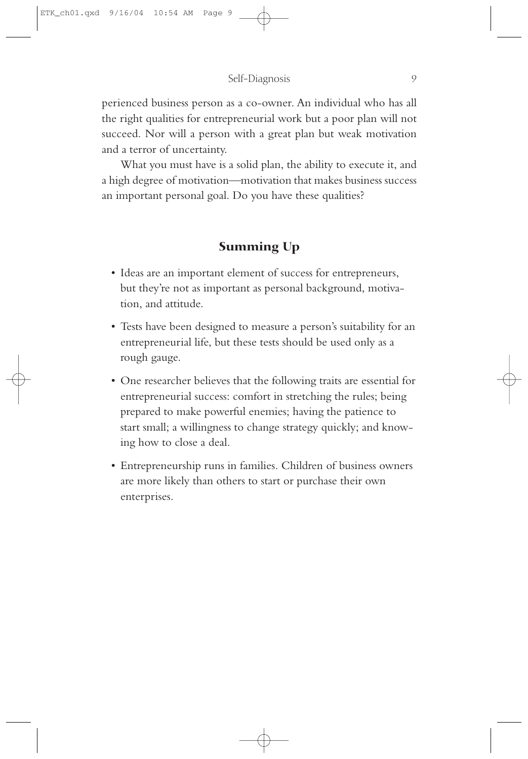perienced business person as a co-owner. An individual who has all the right qualities for entrepreneurial work but a poor plan will not succeed. Nor will a person with a great plan but weak motivation and a terror of uncertainty.

What you must have is a solid plan, the ability to execute it, and a high degree of motivation—motivation that makes business success an important personal goal. Do you have these qualities?

## Summing Up

- Ideas are an important element of success for entrepreneurs, but they're not as important as personal background, motivation, and attitude.
- Tests have been designed to measure a person's suitability for an entrepreneurial life, but these tests should be used only as a rough gauge.
- One researcher believes that the following traits are essential for entrepreneurial success: comfort in stretching the rules; being prepared to make powerful enemies; having the patience to start small; a willingness to change strategy quickly; and knowing how to close a deal.
- Entrepreneurship runs in families. Children of business owners are more likely than others to start or purchase their own enterprises.